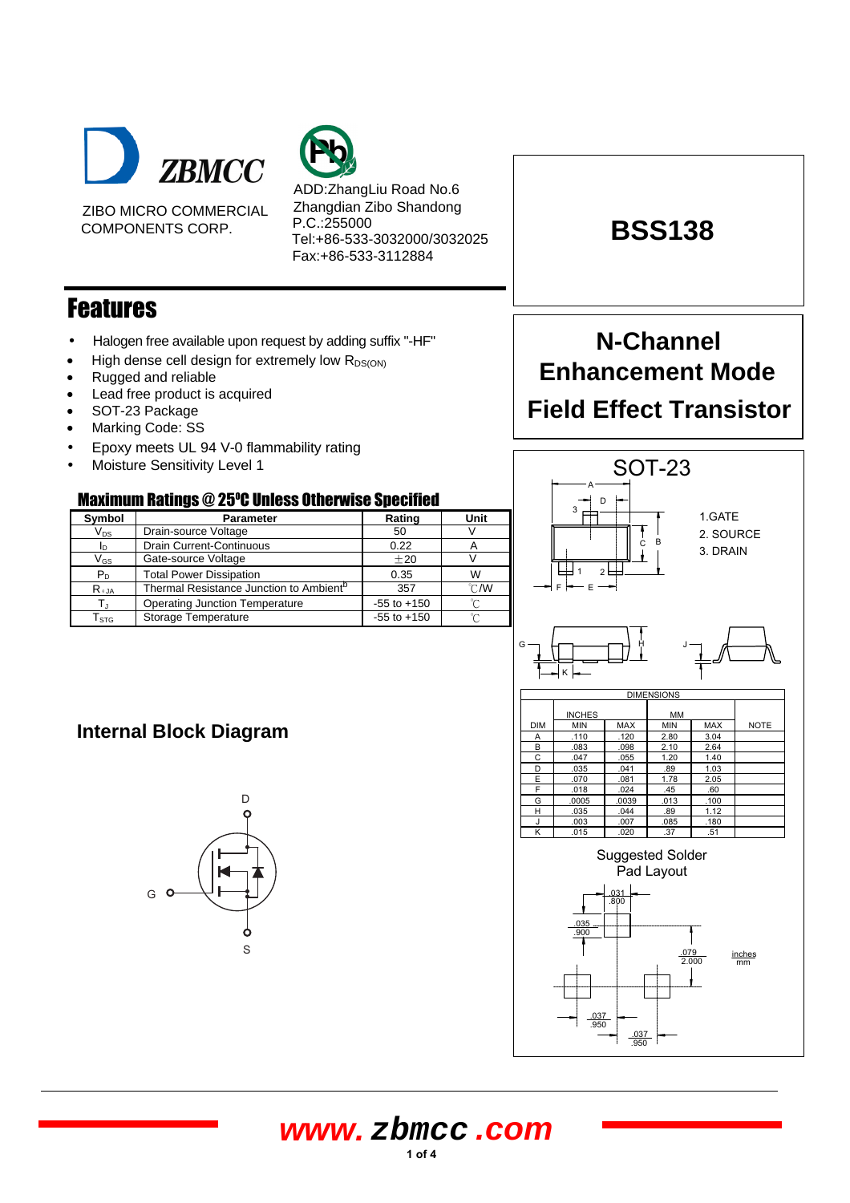ZBMCC

ZIBO MICRO COMMERCIAL COMPONENTS CORP.

ADD:ZhangLiu Road No.6
Zhangdian Zibo Shandong
P.C.:255000
Tel:+86-533-3032000/3032025
Fax:+86-533-3112884

# BSS138

## N-Channel Enhancement Mode Field Effect Transistor

## Features

- Halogen free available upon request by adding suffix "-HF"
- High dense cell design for extremely low $R_{DS(ON)}$
- Rugged and reliable
- Lead free product is acquired
- SOT-23 Package
- Marking Code: SS
- Epoxy meets UL 94 V-0 flammability rating
- Moisture Sensitivity Level 1

### Maximum Ratings @ 25°C Unless Otherwise Specified

| Symbol | Parameter | Rating | Unit |
|---|---|---|---|
| $V_{DS}$ | Drain-source Voltage | 50 | V |
| $I_D$ | Drain Current-Continuous | 0.22 | A |
| $V_{GS}$ | Gate-source Voltage | ±20 | V |
| $P_D$ | Total Power Dissipation | 0.35 | W |
| $R_{\theta JA}$ | Thermal Resistance Junction to Ambient[b] | 357 | ℃/W |
| $T_J$ | Operating Junction Temperature | -55 to +150 | ℃ |
| $T_{STG}$ | Storage Temperature | -55 to +150 | ℃ |

## Internal Block Diagram

D

G

S

## SOT-23

1.GATE
2. SOURCE
3. DRAIN

| DIM | INCHES MIN | INCHES MAX | MM MIN | MM MAX | NOTE |
|---|---|---|---|---|---|
| A | .110 | .120 | 2.80 | 3.04 | |
| B | .083 | .098 | 2.10 | 2.64 | |
| C | .047 | .055 | 1.20 | 1.40 | |
| D | .035 | .041 | .89 | 1.03 | |
| E | .070 | .081 | 1.78 | 2.05 | |
| F | .018 | .024 | .45 | .60 | |
| G | .0005 | .0039 | .013 | .100 | |
| H | .035 | .044 | .89 | 1.12 | |
| J | .003 | .007 | .085 | .180 | |
| K | .015 | .020 | .37 | .51 | |

Suggested Solder Pad Layout

.031 / .800
.035 / .900
.079 / 2.000
.037 / .950
.037 / .950
inches / mm

www.zbmcc.com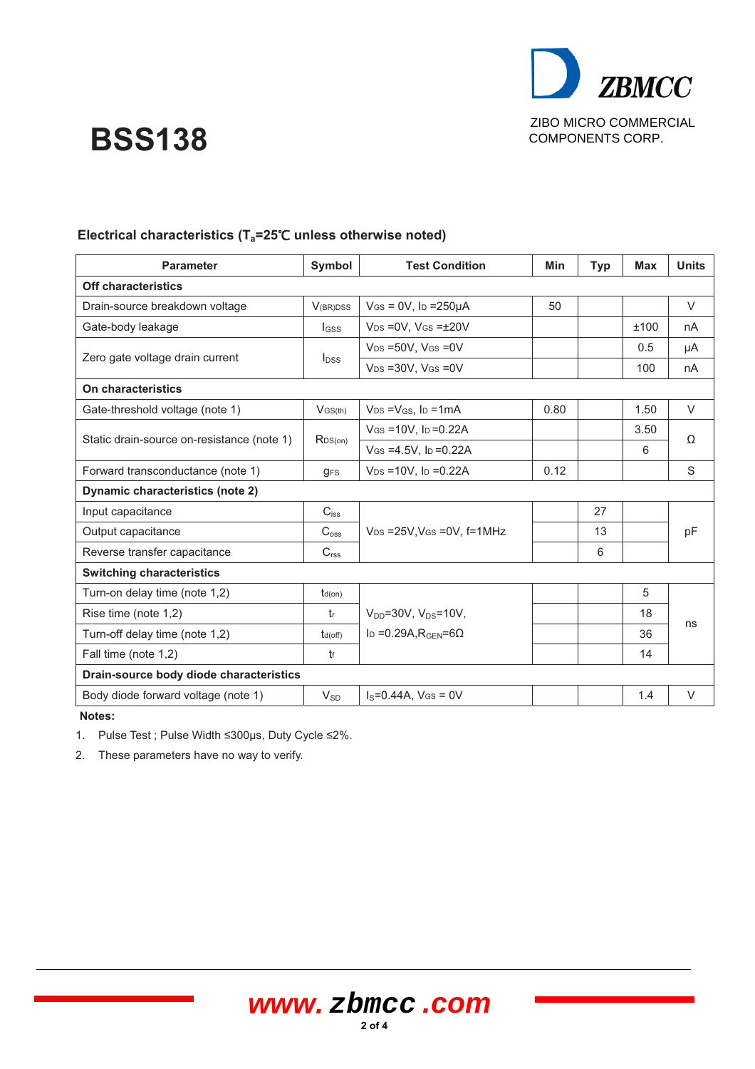# BSS138

ZIBO MICRO COMMERCIAL COMPONENTS CORP.

## Electrical characteristics ($T_a$=25℃ unless otherwise noted)

| Parameter | Symbol | Test Condition | Min | Typ | Max | Units |
|---|---|---|---|---|---|---|
| **Off characteristics** | | | | | | |
| Drain-source breakdown voltage | $V_{(BR)DSS}$ | $V_{GS}$ = 0V, $I_D$ =250μA | 50 | | | V |
| Gate-body leakage | $I_{GSS}$ | $V_{DS}$ =0V, $V_{GS}$ =±20V | | | ±100 | nA |
| Zero gate voltage drain current | $I_{DSS}$ | $V_{DS}$ =50V, $V_{GS}$ =0V | | | 0.5 | μA |
| | | $V_{DS}$ =30V, $V_{GS}$ =0V | | | 100 | nA |
| **On characteristics** | | | | | | |
| Gate-threshold voltage (note 1) | $V_{GS(th)}$ | $V_{DS}$ =$V_{GS}$, $I_D$ =1mA | 0.80 | | 1.50 | V |
| Static drain-source on-resistance (note 1) | $R_{DS(on)}$ | $V_{GS}$ =10V, $I_D$ =0.22A | | | 3.50 | Ω |
| | | $V_{GS}$ =4.5V, $I_D$ =0.22A | | | 6 | |
| Forward transconductance (note 1) | $g_{FS}$ | $V_{DS}$ =10V, $I_D$ =0.22A | 0.12 | | | S |
| **Dynamic characteristics (note 2)** | | | | | | |
| Input capacitance | $C_{iss}$ | $V_{DS}$ =25V,$V_{GS}$ =0V, f=1MHz | | 27 | | pF |
| Output capacitance | $C_{oss}$ | | | 13 | | |
| Reverse transfer capacitance | $C_{rss}$ | | | 6 | | |
| **Switching characteristics** | | | | | | |
| Turn-on delay time (note 1,2) | $t_{d(on)}$ | $V_{DD}$=30V, $V_{DS}$=10V, $I_D$ =0.29A,$R_{GEN}$=6Ω | | | 5 | ns |
| Rise time (note 1,2) | $t_r$ | | | | 18 | |
| Turn-off delay time (note 1,2) | $t_{d(off)}$ | | | | 36 | |
| Fall time (note 1,2) | $t_f$ | | | | 14 | |
| **Drain-source body diode characteristics** | | | | | | |
| Body diode forward voltage (note 1) | $V_{SD}$ | $I_S$=0.44A, $V_{GS}$ = 0V | | | 1.4 | V |

**Notes:**

1. Pulse Test ; Pulse Width ≤300μs, Duty Cycle ≤2%.
2. These parameters have no way to verify.

www.zbmcc.com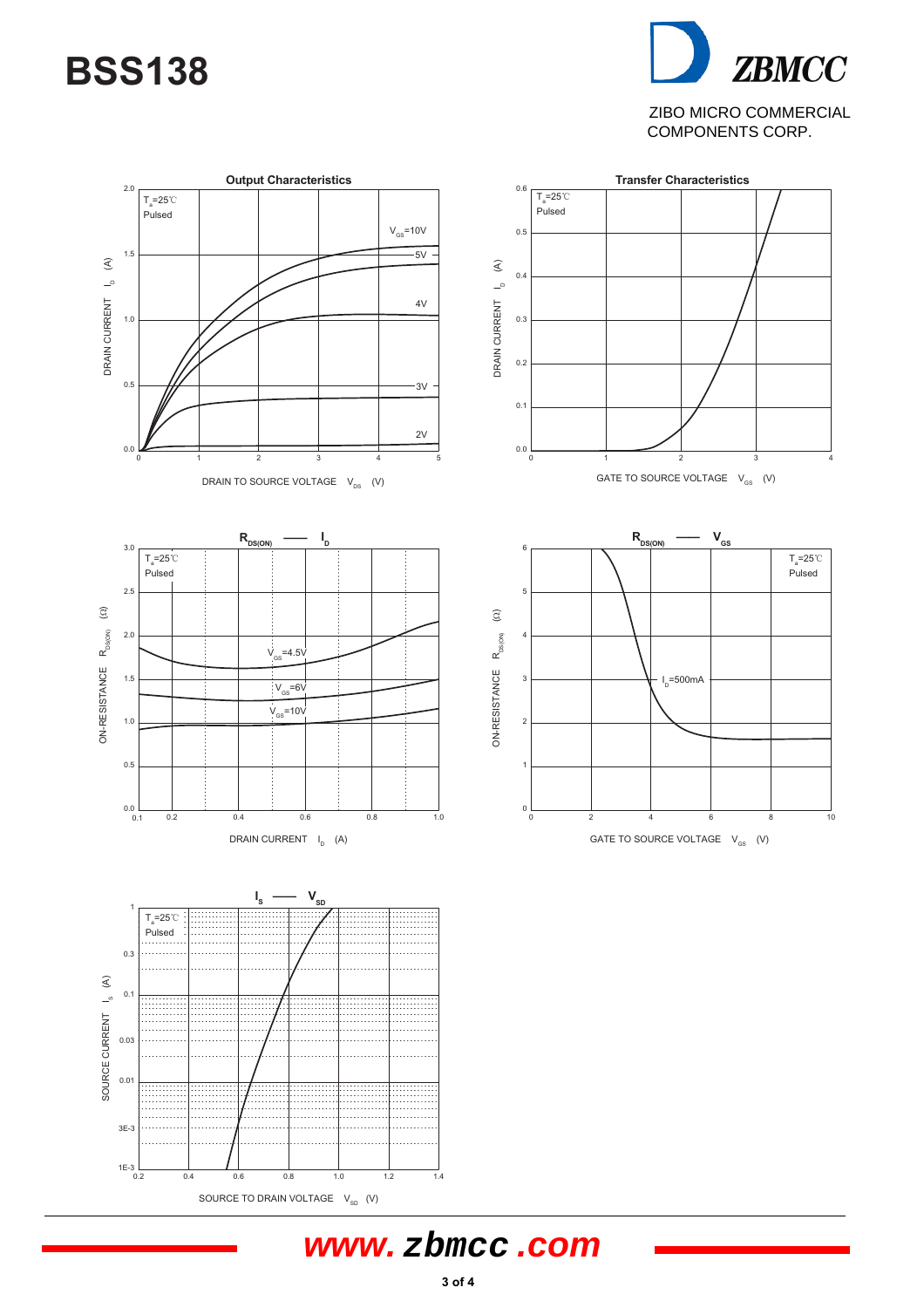# BSS138

**ZBMCC**

ZIBO MICRO COMMERCIAL COMPONENTS CORP.

**Output Characteristics**

$T_a$=25℃
Pulsed

$V_{GS}$=10V
5V
4V
3V
2V

DRAIN CURRENT $I_D$ (A)

DRAIN TO SOURCE VOLTAGE $V_{DS}$ (V)

**Transfer Characteristics**

$T_a$=25℃
Pulsed

DRAIN CURRENT $I_D$ (A)

GATE TO SOURCE VOLTAGE $V_{GS}$ (V)

**$R_{DS(ON)}$ —— $I_D$**

$T_a$=25℃
Pulsed

$V_{GS}$=4.5V
$V_{GS}$=6V
$V_{GS}$=10V

ON-RESISTANCE $R_{DS(ON)}$ (Ω)

DRAIN CURRENT $I_D$ (A)

**$R_{DS(ON)}$ —— $V_{GS}$**

$T_a$=25℃
Pulsed

$I_D$=500mA

ON-RESISTANCE $R_{DS(ON)}$ (Ω)

GATE TO SOURCE VOLTAGE $V_{GS}$ (V)

**$I_S$ —— $V_{SD}$**

$T_a$=25℃
Pulsed

SOURCE CURRENT $I_S$ (A)

SOURCE TO DRAIN VOLTAGE $V_{SD}$ (V)

www.zbmcc.com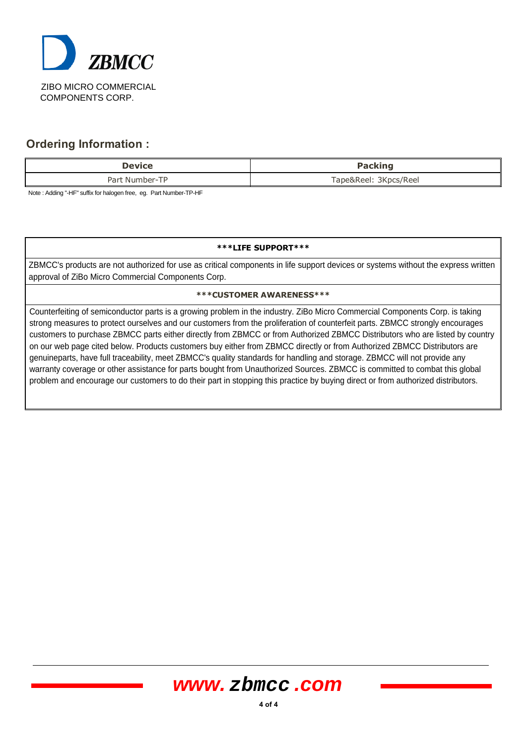ZBMCC

ZIBO MICRO COMMERCIAL COMPONENTS CORP.

## Ordering Information :

| Device | Packing |
| --- | --- |
| Part Number-TP | Tape&Reel: 3Kpcs/Reel |

Note : Adding "-HF" suffix for halogen free, eg. Part Number-TP-HF

**\*\*\*LIFE SUPPORT\*\*\***

ZBMCC's products are not authorized for use as critical components in life support devices or systems without the express written approval of ZiBo Micro Commercial Components Corp.

**\*\*\*CUSTOMER AWARENESS\*\*\***

Counterfeiting of semiconductor parts is a growing problem in the industry. ZiBo Micro Commercial Components Corp. is taking strong measures to protect ourselves and our customers from the proliferation of counterfeit parts. ZBMCC strongly encourages customers to purchase ZBMCC parts either directly from ZBMCC or from Authorized ZBMCC Distributors who are listed by country on our web page cited below. Products customers buy either from ZBMCC directly or from Authorized ZBMCC Distributors are genuineparts, have full traceability, meet ZBMCC's quality standards for handling and storage. ZBMCC will not provide any warranty coverage or other assistance for parts bought from Unauthorized Sources. ZBMCC is committed to combat this global problem and encourage our customers to do their part in stopping this practice by buying direct or from authorized distributors.

www.zbmcc.com